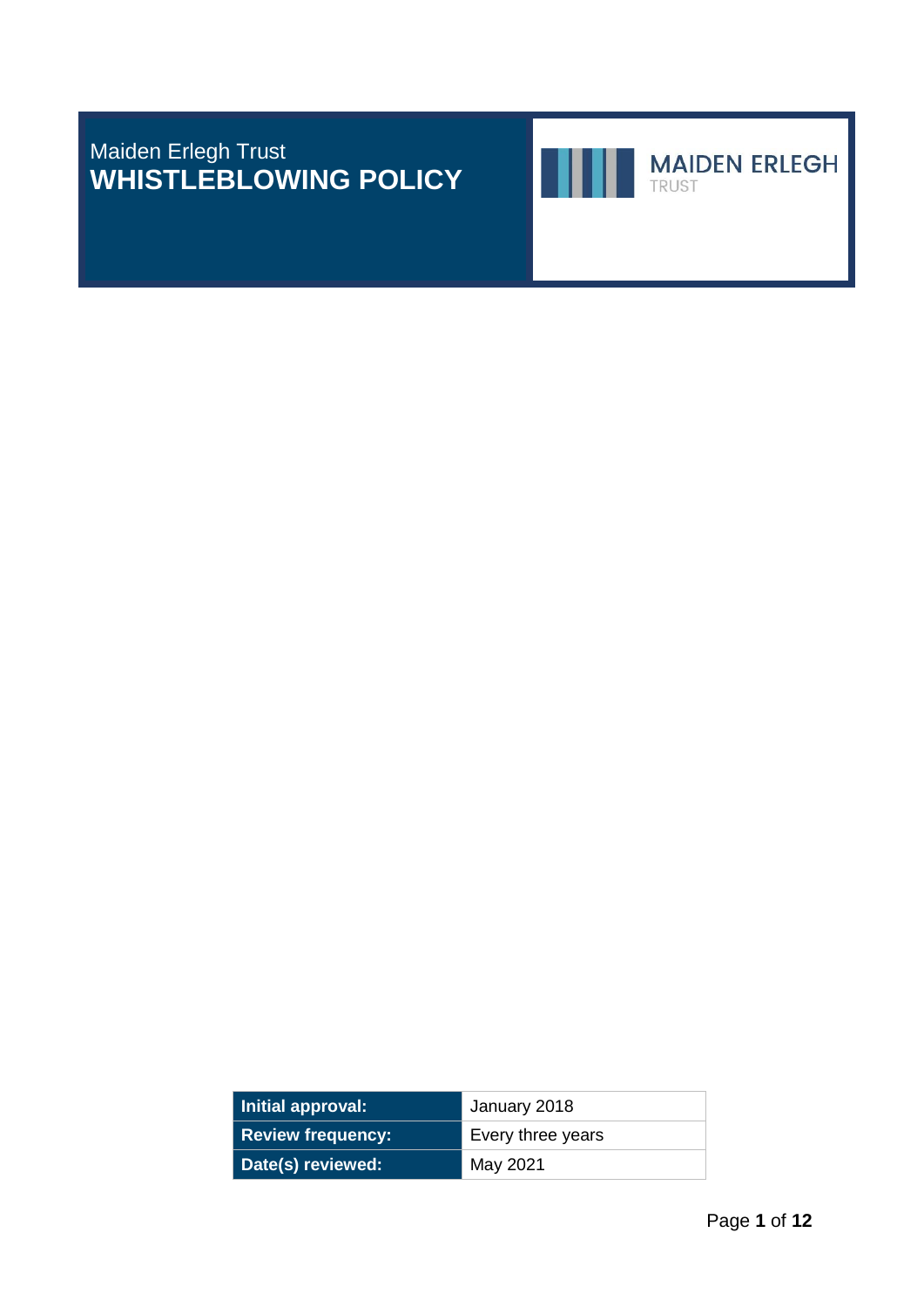Maiden Erlegh Trust

# WHISTLEBLOWING POLICY

MAIDEN ERLEGH
TRUST

| Initial approval: | January 2018 |
|---|---|
| Review frequency: | Every three years |
| Date(s) reviewed: | May 2021 |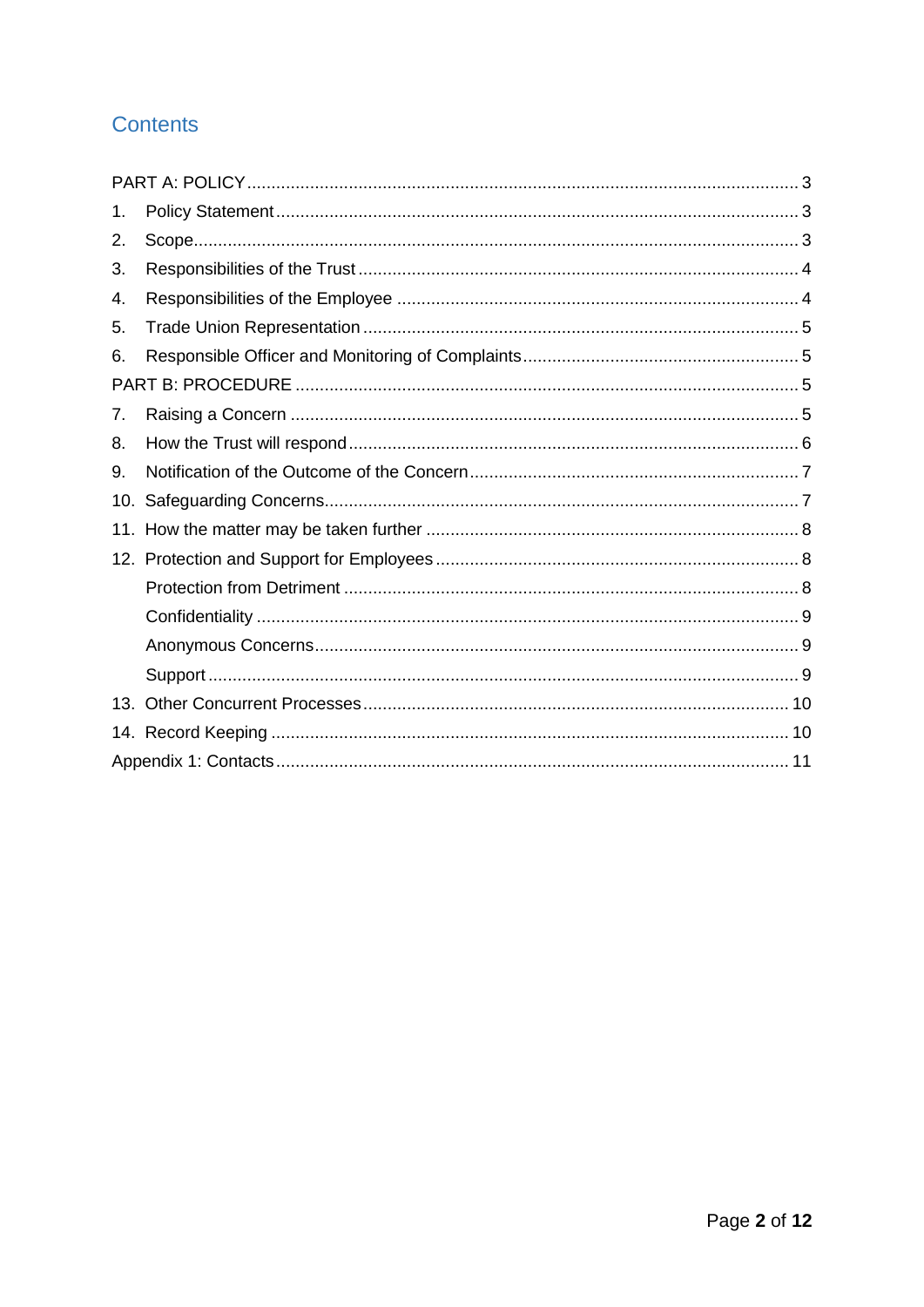## Contents

PART A: POLICY ........ 3

1. Policy Statement ........ 3
2. Scope ........ 3
3. Responsibilities of the Trust ........ 4
4. Responsibilities of the Employee ........ 4
5. Trade Union Representation ........ 5
6. Responsible Officer and Monitoring of Complaints ........ 5

PART B: PROCEDURE ........ 5

7. Raising a Concern ........ 5
8. How the Trust will respond ........ 6
9. Notification of the Outcome of the Concern ........ 7
10. Safeguarding Concerns ........ 7
11. How the matter may be taken further ........ 8
12. Protection and Support for Employees ........ 8
    - Protection from Detriment ........ 8
    - Confidentiality ........ 9
    - Anonymous Concerns ........ 9
    - Support ........ 9
13. Other Concurrent Processes ........ 10
14. Record Keeping ........ 10

Appendix 1: Contacts ........ 11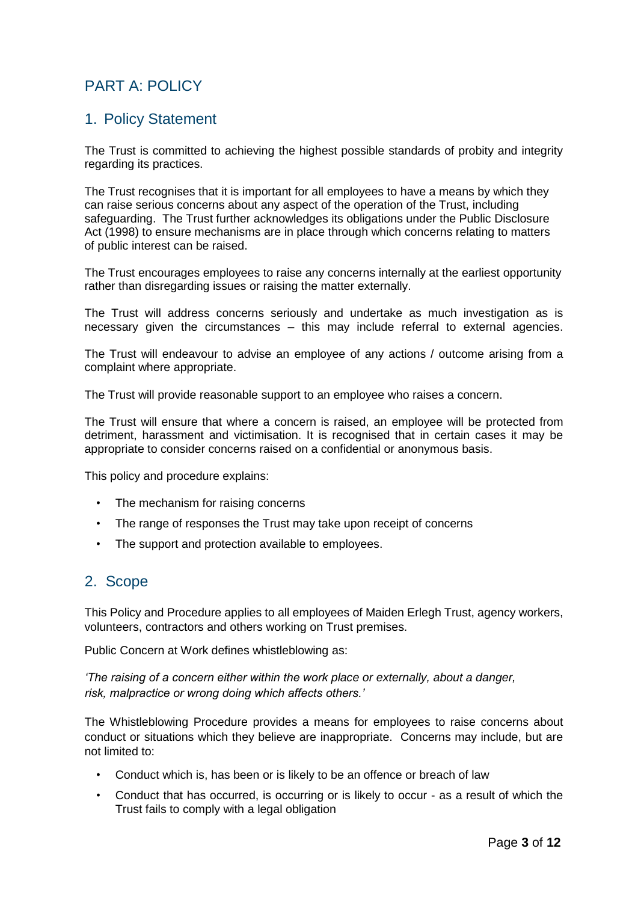# PART A: POLICY

## 1. Policy Statement

The Trust is committed to achieving the highest possible standards of probity and integrity regarding its practices.

The Trust recognises that it is important for all employees to have a means by which they can raise serious concerns about any aspect of the operation of the Trust, including safeguarding. The Trust further acknowledges its obligations under the Public Disclosure Act (1998) to ensure mechanisms are in place through which concerns relating to matters of public interest can be raised.

The Trust encourages employees to raise any concerns internally at the earliest opportunity rather than disregarding issues or raising the matter externally.

The Trust will address concerns seriously and undertake as much investigation as is necessary given the circumstances – this may include referral to external agencies.

The Trust will endeavour to advise an employee of any actions / outcome arising from a complaint where appropriate.

The Trust will provide reasonable support to an employee who raises a concern.

The Trust will ensure that where a concern is raised, an employee will be protected from detriment, harassment and victimisation. It is recognised that in certain cases it may be appropriate to consider concerns raised on a confidential or anonymous basis.

This policy and procedure explains:

- The mechanism for raising concerns
- The range of responses the Trust may take upon receipt of concerns
- The support and protection available to employees.

## 2. Scope

This Policy and Procedure applies to all employees of Maiden Erlegh Trust, agency workers, volunteers, contractors and others working on Trust premises.

Public Concern at Work defines whistleblowing as:

*'The raising of a concern either within the work place or externally, about a danger, risk, malpractice or wrong doing which affects others.'*

The Whistleblowing Procedure provides a means for employees to raise concerns about conduct or situations which they believe are inappropriate. Concerns may include, but are not limited to:

- Conduct which is, has been or is likely to be an offence or breach of law
- Conduct that has occurred, is occurring or is likely to occur - as a result of which the Trust fails to comply with a legal obligation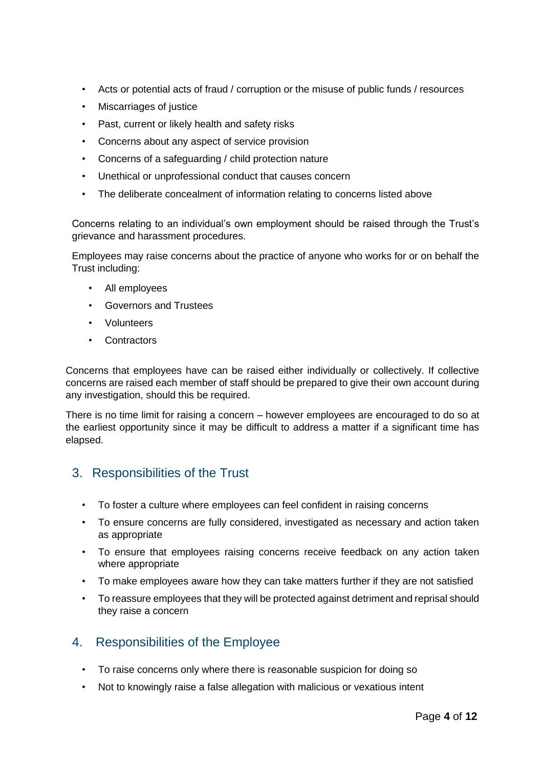- Acts or potential acts of fraud / corruption or the misuse of public funds / resources
- Miscarriages of justice
- Past, current or likely health and safety risks
- Concerns about any aspect of service provision
- Concerns of a safeguarding / child protection nature
- Unethical or unprofessional conduct that causes concern
- The deliberate concealment of information relating to concerns listed above

Concerns relating to an individual's own employment should be raised through the Trust's grievance and harassment procedures.

Employees may raise concerns about the practice of anyone who works for or on behalf the Trust including:

- All employees
- Governors and Trustees
- Volunteers
- Contractors

Concerns that employees have can be raised either individually or collectively. If collective concerns are raised each member of staff should be prepared to give their own account during any investigation, should this be required.

There is no time limit for raising a concern – however employees are encouraged to do so at the earliest opportunity since it may be difficult to address a matter if a significant time has elapsed.

## 3. Responsibilities of the Trust

- To foster a culture where employees can feel confident in raising concerns
- To ensure concerns are fully considered, investigated as necessary and action taken as appropriate
- To ensure that employees raising concerns receive feedback on any action taken where appropriate
- To make employees aware how they can take matters further if they are not satisfied
- To reassure employees that they will be protected against detriment and reprisal should they raise a concern

## 4. Responsibilities of the Employee

- To raise concerns only where there is reasonable suspicion for doing so
- Not to knowingly raise a false allegation with malicious or vexatious intent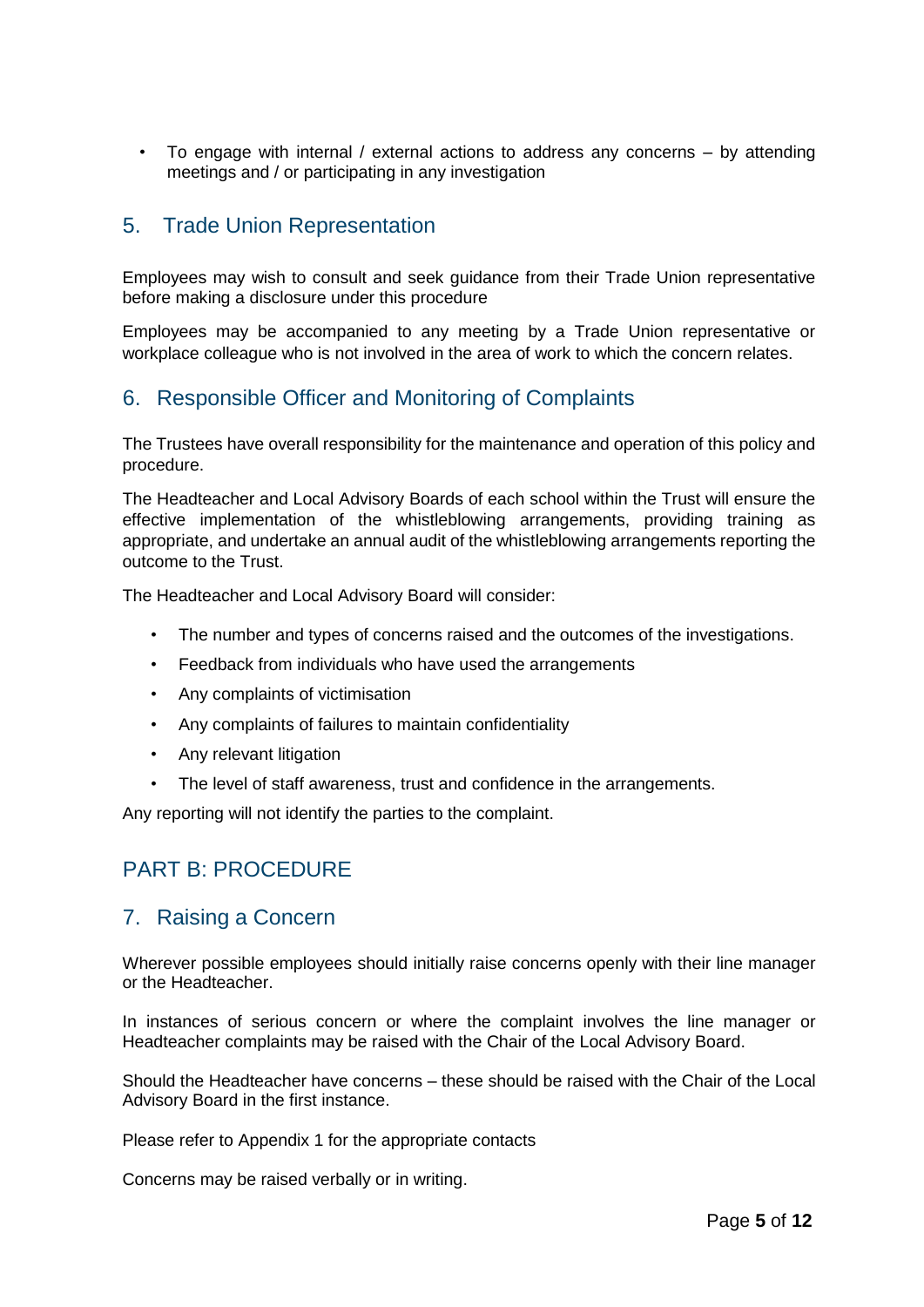- To engage with internal / external actions to address any concerns – by attending meetings and / or participating in any investigation

## 5. Trade Union Representation

Employees may wish to consult and seek guidance from their Trade Union representative before making a disclosure under this procedure

Employees may be accompanied to any meeting by a Trade Union representative or workplace colleague who is not involved in the area of work to which the concern relates.

## 6. Responsible Officer and Monitoring of Complaints

The Trustees have overall responsibility for the maintenance and operation of this policy and procedure.

The Headteacher and Local Advisory Boards of each school within the Trust will ensure the effective implementation of the whistleblowing arrangements, providing training as appropriate, and undertake an annual audit of the whistleblowing arrangements reporting the outcome to the Trust.

The Headteacher and Local Advisory Board will consider:

- The number and types of concerns raised and the outcomes of the investigations.
- Feedback from individuals who have used the arrangements
- Any complaints of victimisation
- Any complaints of failures to maintain confidentiality
- Any relevant litigation
- The level of staff awareness, trust and confidence in the arrangements.

Any reporting will not identify the parties to the complaint.

# PART B: PROCEDURE

## 7. Raising a Concern

Wherever possible employees should initially raise concerns openly with their line manager or the Headteacher.

In instances of serious concern or where the complaint involves the line manager or Headteacher complaints may be raised with the Chair of the Local Advisory Board.

Should the Headteacher have concerns – these should be raised with the Chair of the Local Advisory Board in the first instance.

Please refer to Appendix 1 for the appropriate contacts

Concerns may be raised verbally or in writing.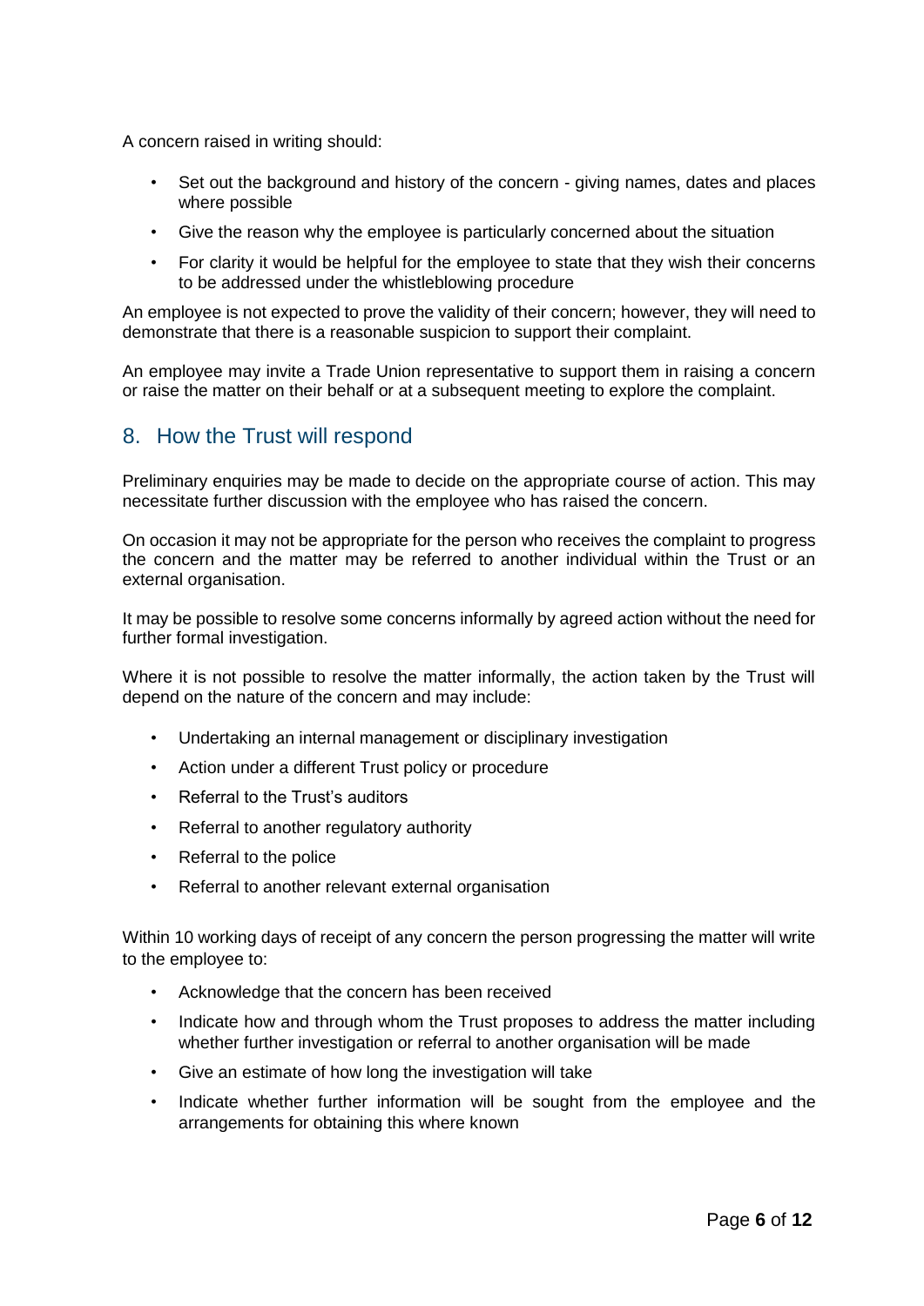A concern raised in writing should:

- Set out the background and history of the concern - giving names, dates and places where possible
- Give the reason why the employee is particularly concerned about the situation
- For clarity it would be helpful for the employee to state that they wish their concerns to be addressed under the whistleblowing procedure

An employee is not expected to prove the validity of their concern; however, they will need to demonstrate that there is a reasonable suspicion to support their complaint.

An employee may invite a Trade Union representative to support them in raising a concern or raise the matter on their behalf or at a subsequent meeting to explore the complaint.

## 8. How the Trust will respond

Preliminary enquiries may be made to decide on the appropriate course of action. This may necessitate further discussion with the employee who has raised the concern.

On occasion it may not be appropriate for the person who receives the complaint to progress the concern and the matter may be referred to another individual within the Trust or an external organisation.

It may be possible to resolve some concerns informally by agreed action without the need for further formal investigation.

Where it is not possible to resolve the matter informally, the action taken by the Trust will depend on the nature of the concern and may include:

- Undertaking an internal management or disciplinary investigation
- Action under a different Trust policy or procedure
- Referral to the Trust's auditors
- Referral to another regulatory authority
- Referral to the police
- Referral to another relevant external organisation

Within 10 working days of receipt of any concern the person progressing the matter will write to the employee to:

- Acknowledge that the concern has been received
- Indicate how and through whom the Trust proposes to address the matter including whether further investigation or referral to another organisation will be made
- Give an estimate of how long the investigation will take
- Indicate whether further information will be sought from the employee and the arrangements for obtaining this where known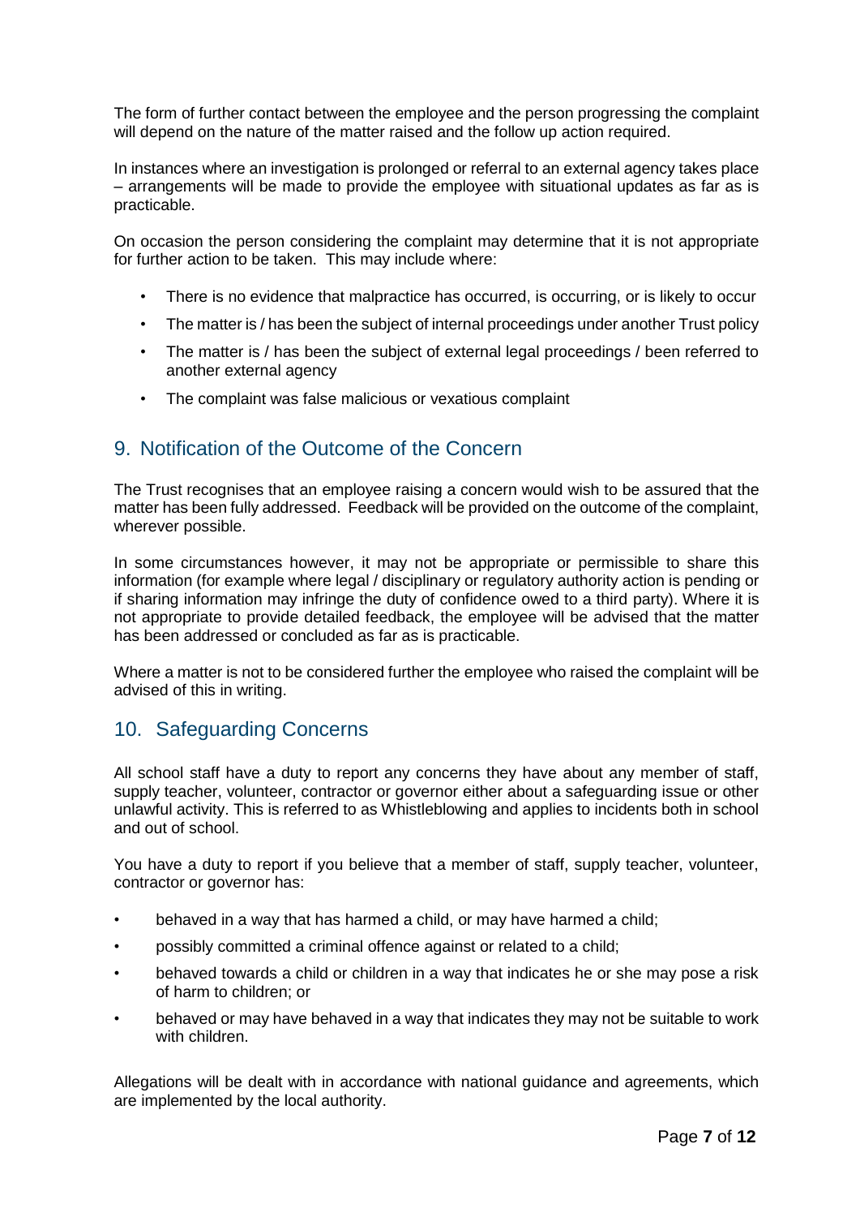The form of further contact between the employee and the person progressing the complaint will depend on the nature of the matter raised and the follow up action required.

In instances where an investigation is prolonged or referral to an external agency takes place – arrangements will be made to provide the employee with situational updates as far as is practicable.

On occasion the person considering the complaint may determine that it is not appropriate for further action to be taken. This may include where:

- There is no evidence that malpractice has occurred, is occurring, or is likely to occur
- The matter is / has been the subject of internal proceedings under another Trust policy
- The matter is / has been the subject of external legal proceedings / been referred to another external agency
- The complaint was false malicious or vexatious complaint

## 9. Notification of the Outcome of the Concern

The Trust recognises that an employee raising a concern would wish to be assured that the matter has been fully addressed. Feedback will be provided on the outcome of the complaint, wherever possible.

In some circumstances however, it may not be appropriate or permissible to share this information (for example where legal / disciplinary or regulatory authority action is pending or if sharing information may infringe the duty of confidence owed to a third party). Where it is not appropriate to provide detailed feedback, the employee will be advised that the matter has been addressed or concluded as far as is practicable.

Where a matter is not to be considered further the employee who raised the complaint will be advised of this in writing.

## 10. Safeguarding Concerns

All school staff have a duty to report any concerns they have about any member of staff, supply teacher, volunteer, contractor or governor either about a safeguarding issue or other unlawful activity. This is referred to as Whistleblowing and applies to incidents both in school and out of school.

You have a duty to report if you believe that a member of staff, supply teacher, volunteer, contractor or governor has:

- behaved in a way that has harmed a child, or may have harmed a child;
- possibly committed a criminal offence against or related to a child;
- behaved towards a child or children in a way that indicates he or she may pose a risk of harm to children; or
- behaved or may have behaved in a way that indicates they may not be suitable to work with children.

Allegations will be dealt with in accordance with national guidance and agreements, which are implemented by the local authority.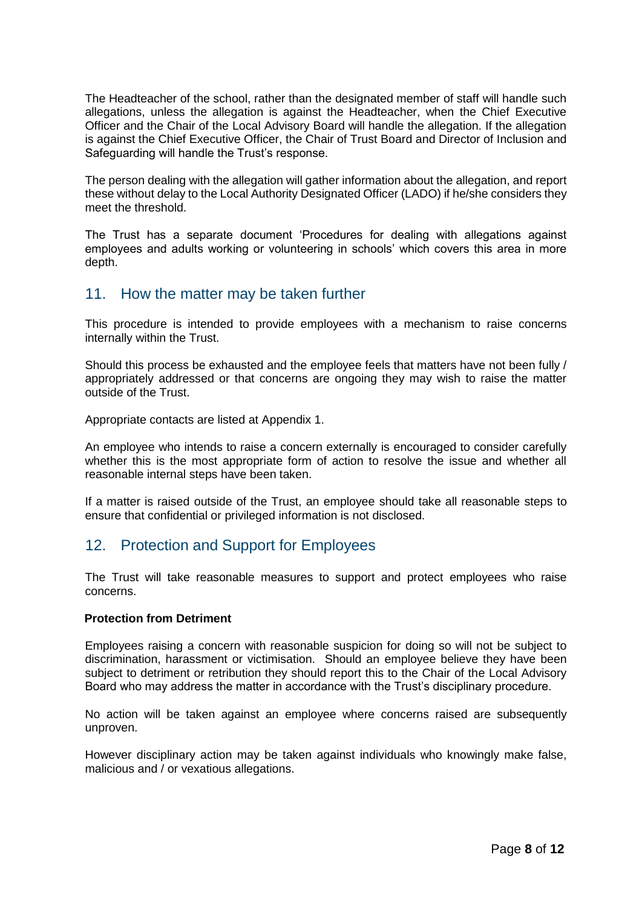The Headteacher of the school, rather than the designated member of staff will handle such allegations, unless the allegation is against the Headteacher, when the Chief Executive Officer and the Chair of the Local Advisory Board will handle the allegation. If the allegation is against the Chief Executive Officer, the Chair of Trust Board and Director of Inclusion and Safeguarding will handle the Trust's response.

The person dealing with the allegation will gather information about the allegation, and report these without delay to the Local Authority Designated Officer (LADO) if he/she considers they meet the threshold.

The Trust has a separate document 'Procedures for dealing with allegations against employees and adults working or volunteering in schools' which covers this area in more depth.

## 11. How the matter may be taken further

This procedure is intended to provide employees with a mechanism to raise concerns internally within the Trust.

Should this process be exhausted and the employee feels that matters have not been fully / appropriately addressed or that concerns are ongoing they may wish to raise the matter outside of the Trust.

Appropriate contacts are listed at Appendix 1.

An employee who intends to raise a concern externally is encouraged to consider carefully whether this is the most appropriate form of action to resolve the issue and whether all reasonable internal steps have been taken.

If a matter is raised outside of the Trust, an employee should take all reasonable steps to ensure that confidential or privileged information is not disclosed.

## 12. Protection and Support for Employees

The Trust will take reasonable measures to support and protect employees who raise concerns.

**Protection from Detriment**

Employees raising a concern with reasonable suspicion for doing so will not be subject to discrimination, harassment or victimisation. Should an employee believe they have been subject to detriment or retribution they should report this to the Chair of the Local Advisory Board who may address the matter in accordance with the Trust's disciplinary procedure.

No action will be taken against an employee where concerns raised are subsequently unproven.

However disciplinary action may be taken against individuals who knowingly make false, malicious and / or vexatious allegations.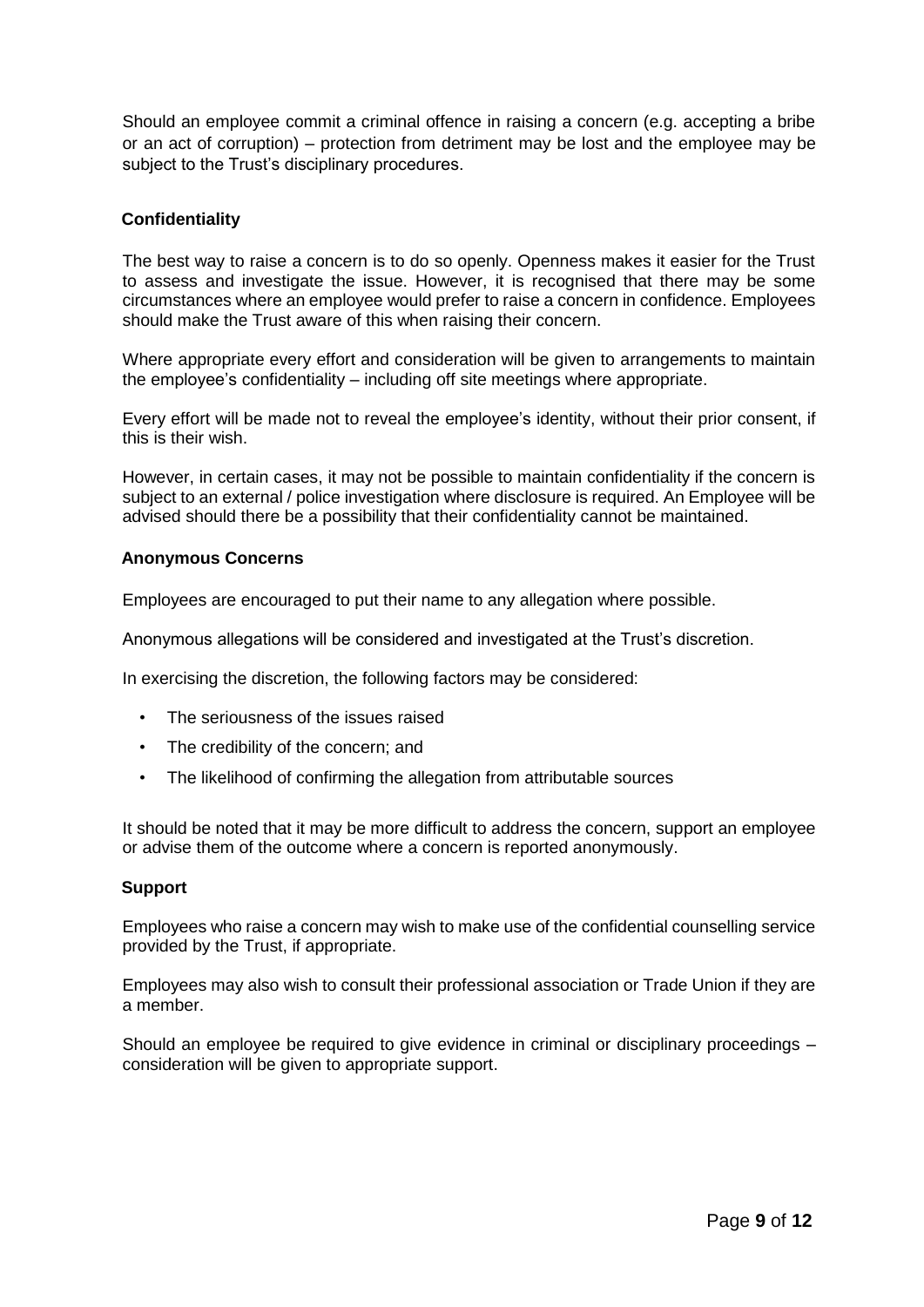Should an employee commit a criminal offence in raising a concern (e.g. accepting a bribe or an act of corruption) – protection from detriment may be lost and the employee may be subject to the Trust's disciplinary procedures.

### Confidentiality

The best way to raise a concern is to do so openly. Openness makes it easier for the Trust to assess and investigate the issue. However, it is recognised that there may be some circumstances where an employee would prefer to raise a concern in confidence. Employees should make the Trust aware of this when raising their concern.

Where appropriate every effort and consideration will be given to arrangements to maintain the employee's confidentiality – including off site meetings where appropriate.

Every effort will be made not to reveal the employee's identity, without their prior consent, if this is their wish.

However, in certain cases, it may not be possible to maintain confidentiality if the concern is subject to an external / police investigation where disclosure is required. An Employee will be advised should there be a possibility that their confidentiality cannot be maintained.

### Anonymous Concerns

Employees are encouraged to put their name to any allegation where possible.

Anonymous allegations will be considered and investigated at the Trust's discretion.

In exercising the discretion, the following factors may be considered:

- The seriousness of the issues raised
- The credibility of the concern; and
- The likelihood of confirming the allegation from attributable sources

It should be noted that it may be more difficult to address the concern, support an employee or advise them of the outcome where a concern is reported anonymously.

### Support

Employees who raise a concern may wish to make use of the confidential counselling service provided by the Trust, if appropriate.

Employees may also wish to consult their professional association or Trade Union if they are a member.

Should an employee be required to give evidence in criminal or disciplinary proceedings – consideration will be given to appropriate support.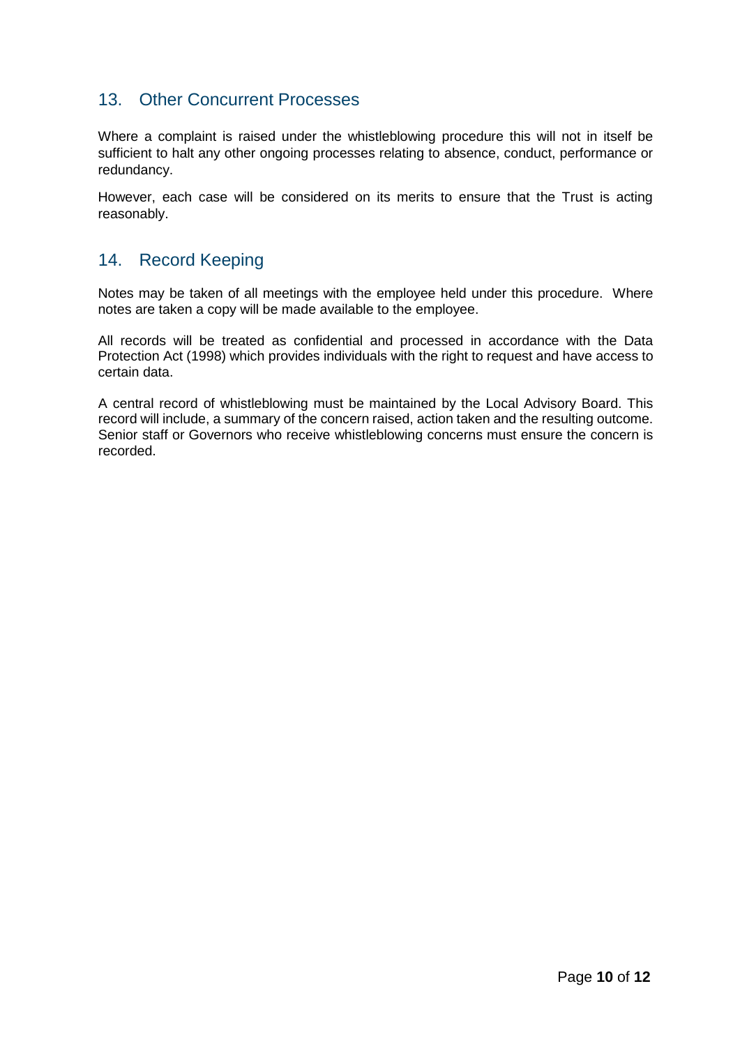## 13. Other Concurrent Processes

Where a complaint is raised under the whistleblowing procedure this will not in itself be sufficient to halt any other ongoing processes relating to absence, conduct, performance or redundancy.

However, each case will be considered on its merits to ensure that the Trust is acting reasonably.

## 14. Record Keeping

Notes may be taken of all meetings with the employee held under this procedure. Where notes are taken a copy will be made available to the employee.

All records will be treated as confidential and processed in accordance with the Data Protection Act (1998) which provides individuals with the right to request and have access to certain data.

A central record of whistleblowing must be maintained by the Local Advisory Board. This record will include, a summary of the concern raised, action taken and the resulting outcome. Senior staff or Governors who receive whistleblowing concerns must ensure the concern is recorded.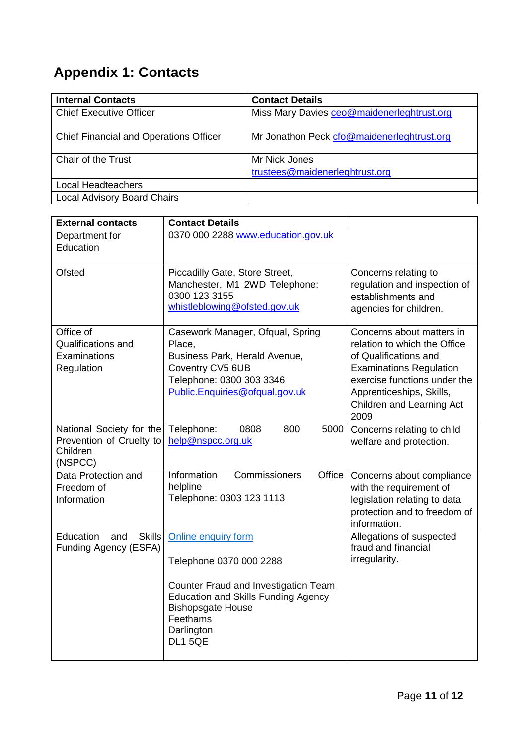## Appendix 1: Contacts

| Internal Contacts | Contact Details |
|---|---|
| Chief Executive Officer | Miss Mary Davies ceo@maidenerleghtrust.org |
| Chief Financial and Operations Officer | Mr Jonathon Peck cfo@maidenerleghtrust.org |
| Chair of the Trust | Mr Nick Jones trustees@maidenerleghtrust.org |
| Local Headteachers | |
| Local Advisory Board Chairs | |

| External contacts | Contact Details | |
|---|---|---|
| Department for Education | 0370 000 2288 www.education.gov.uk | |
| Ofsted | Piccadilly Gate, Store Street, Manchester, M1 2WD Telephone: 0300 123 3155 whistleblowing@ofsted.gov.uk | Concerns relating to regulation and inspection of establishments and agencies for children. |
| Office of Qualifications and Examinations Regulation | Casework Manager, Ofqual, Spring Place, Business Park, Herald Avenue, Coventry CV5 6UB Telephone: 0300 303 3346 Public.Enquiries@ofqual.gov.uk | Concerns about matters in relation to which the Office of Qualifications and Examinations Regulation exercise functions under the Apprenticeships, Skills, Children and Learning Act 2009 |
| National Society for the Prevention of Cruelty to Children (NSPCC) | Telephone: 0808 800 5000 help@nspcc.org.uk | Concerns relating to child welfare and protection. |
| Data Protection and Freedom of Information | Information Commissioners Office helpline Telephone: 0303 123 1113 | Concerns about compliance with the requirement of legislation relating to data protection and to freedom of information. |
| Education and Skills Funding Agency (ESFA) | Online enquiry form<br><br>Telephone 0370 000 2288<br><br>Counter Fraud and Investigation Team Education and Skills Funding Agency Bishopsgate House Feethams Darlington DL1 5QE | Allegations of suspected fraud and financial irregularity. |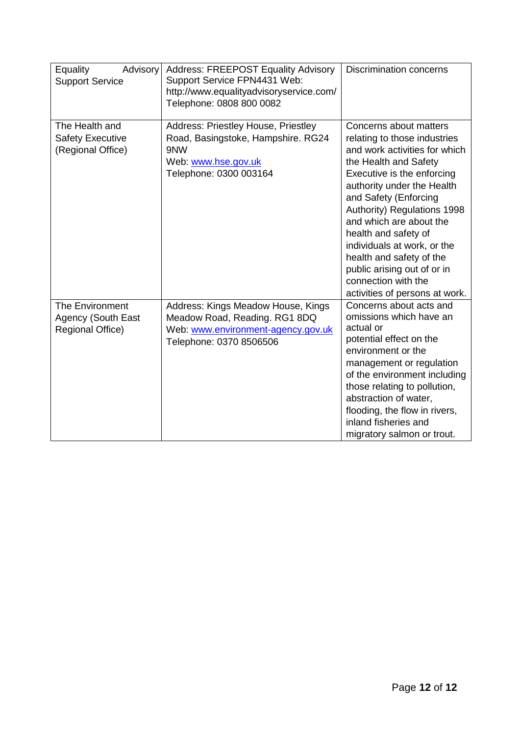| | | |
|---|---|---|
| Equality Advisory Support Service | Address: FREEPOST Equality Advisory Support Service FPN4431 Web: http://www.equalityadvisoryservice.com/ Telephone: 0808 800 0082 | Discrimination concerns |
| The Health and Safety Executive (Regional Office) | Address: Priestley House, Priestley Road, Basingstoke, Hampshire. RG24 9NW<br>Web: www.hse.gov.uk<br>Telephone: 0300 003164 | Concerns about matters relating to those industries and work activities for which the Health and Safety Executive is the enforcing authority under the Health and Safety (Enforcing Authority) Regulations 1998 and which are about the health and safety of individuals at work, or the health and safety of the public arising out of or in connection with the activities of persons at work. |
| The Environment Agency (South East Regional Office) | Address: Kings Meadow House, Kings Meadow Road, Reading. RG1 8DQ<br>Web: www.environment-agency.gov.uk<br>Telephone: 0370 8506506 | Concerns about acts and omissions which have an actual or potential effect on the environment or the management or regulation of the environment including those relating to pollution, abstraction of water, flooding, the flow in rivers, inland fisheries and migratory salmon or trout. |